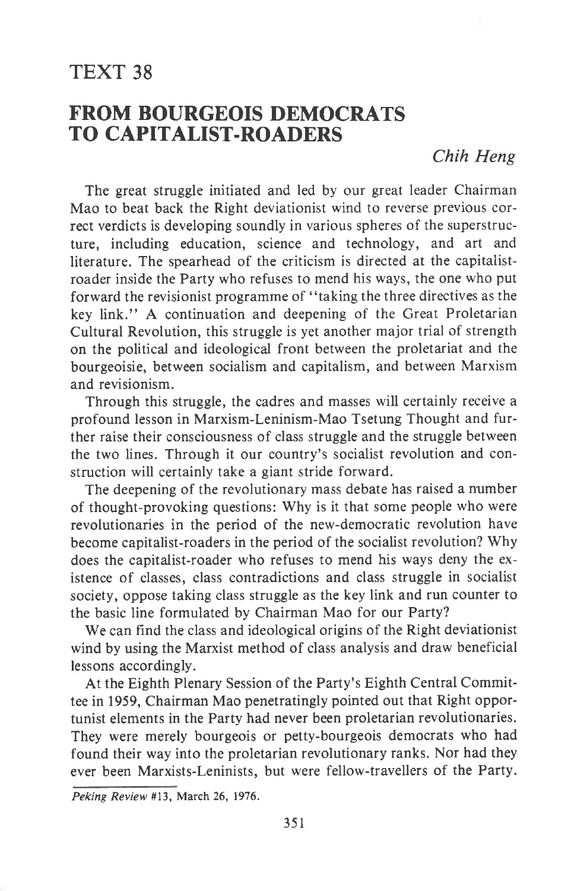# TEXT 38

## FROM BOURGEOIS DEMOCRATS TO CAPITALIST-ROADERS

*Chih Heng*

The great struggle initiated and led by our great leader Chairman Mao to beat back the Right deviationist wind to reverse previous correct verdicts is developing soundly in various spheres of the superstructure, including education, science and technology, and art and literature. The spearhead of the criticism is directed at the capitalist-roader inside the Party who refuses to mend his ways, the one who put forward the revisionist programme of "taking the three directives as the key link." A continuation and deepening of the Great Proletarian Cultural Revolution, this struggle is yet another major trial of strength on the political and ideological front between the proletariat and the bourgeoisie, between socialism and capitalism, and between Marxism and revisionism.

Through this struggle, the cadres and masses will certainly receive a profound lesson in Marxism-Leninism-Mao Tsetung Thought and further raise their consciousness of class struggle and the struggle between the two lines. Through it our country's socialist revolution and construction will certainly take a giant stride forward.

The deepening of the revolutionary mass debate has raised a number of thought-provoking questions: Why is it that some people who were revolutionaries in the period of the new-democratic revolution have become capitalist-roaders in the period of the socialist revolution? Why does the capitalist-roader who refuses to mend his ways deny the existence of classes, class contradictions and class struggle in socialist society, oppose taking class struggle as the key link and run counter to the basic line formulated by Chairman Mao for our Party?

We can find the class and ideological origins of the Right deviationist wind by using the Marxist method of class analysis and draw beneficial lessons accordingly.

At the Eighth Plenary Session of the Party's Eighth Central Committee in 1959, Chairman Mao penetratingly pointed out that Right opportunist elements in the Party had never been proletarian revolutionaries. They were merely bourgeois or petty-bourgeois democrats who had found their way into the proletarian revolutionary ranks. Nor had they ever been Marxists-Leninists, but were fellow-travellers of the Party.

---

*Peking Review* #13, March 26, 1976.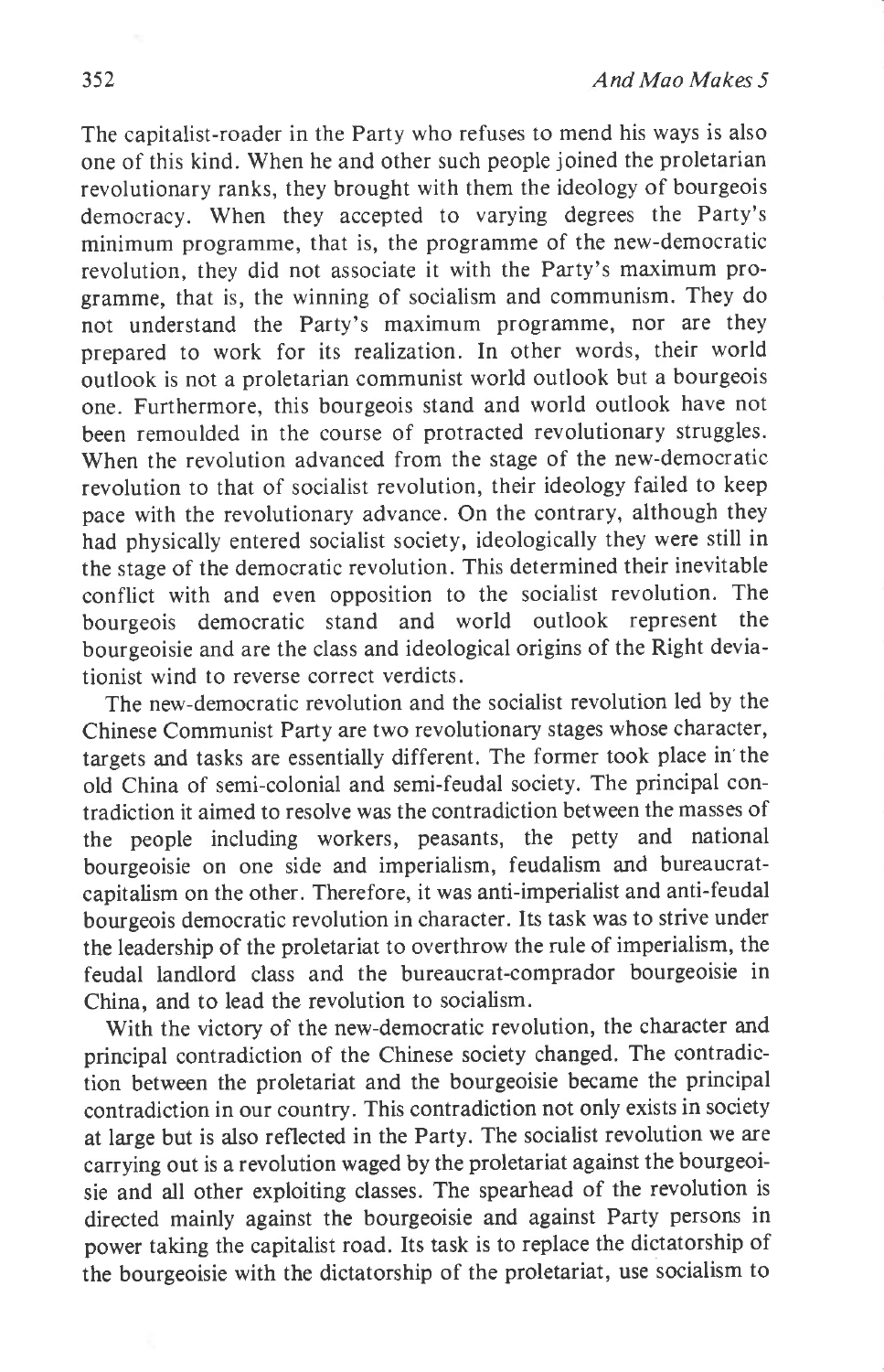The capitalist-roader in the Party who refuses to mend his ways is also one of this kind. When he and other such people joined the proletarian revolutionary ranks, they brought with them the ideology of bourgeois democracy. When they accepted to varying degrees the Party's minimum programme, that is, the programme of the new-democratic revolution, they did not associate it with the Party's maximum programme, that is, the winning of socialism and communism. They do not understand the Party's maximum programme, nor are they prepared to work for its realization. In other words, their world outlook is not a proletarian communist world outlook but a bourgeois one. Furthermore, this bourgeois stand and world outlook have not been remoulded in the course of protracted revolutionary struggles. When the revolution advanced from the stage of the new-democratic revolution to that of socialist revolution, their ideology failed to keep pace with the revolutionary advance. On the contrary, although they had physically entered socialist society, ideologically they were still in the stage of the democratic revolution. This determined their inevitable conflict with and even opposition to the socialist revolution. The bourgeois democratic stand and world outlook represent the bourgeoisie and are the class and ideological origins of the Right deviationist wind to reverse correct verdicts.

The new-democratic revolution and the socialist revolution led by the Chinese Communist Party are two revolutionary stages whose character, targets and tasks are essentially different. The former took place in the old China of semi-colonial and semi-feudal society. The principal contradiction it aimed to resolve was the contradiction between the masses of the people including workers, peasants, the petty and national bourgeoisie on one side and imperialism, feudalism and bureaucrat-capitalism on the other. Therefore, it was anti-imperialist and anti-feudal bourgeois democratic revolution in character. Its task was to strive under the leadership of the proletariat to overthrow the rule of imperialism, the feudal landlord class and the bureaucrat-comprador bourgeoisie in China, and to lead the revolution to socialism.

With the victory of the new-democratic revolution, the character and principal contradiction of the Chinese society changed. The contradiction between the proletariat and the bourgeoisie became the principal contradiction in our country. This contradiction not only exists in society at large but is also reflected in the Party. The socialist revolution we are carrying out is a revolution waged by the proletariat against the bourgeoisie and all other exploiting classes. The spearhead of the revolution is directed mainly against the bourgeoisie and against Party persons in power taking the capitalist road. Its task is to replace the dictatorship of the bourgeoisie with the dictatorship of the proletariat, use socialism to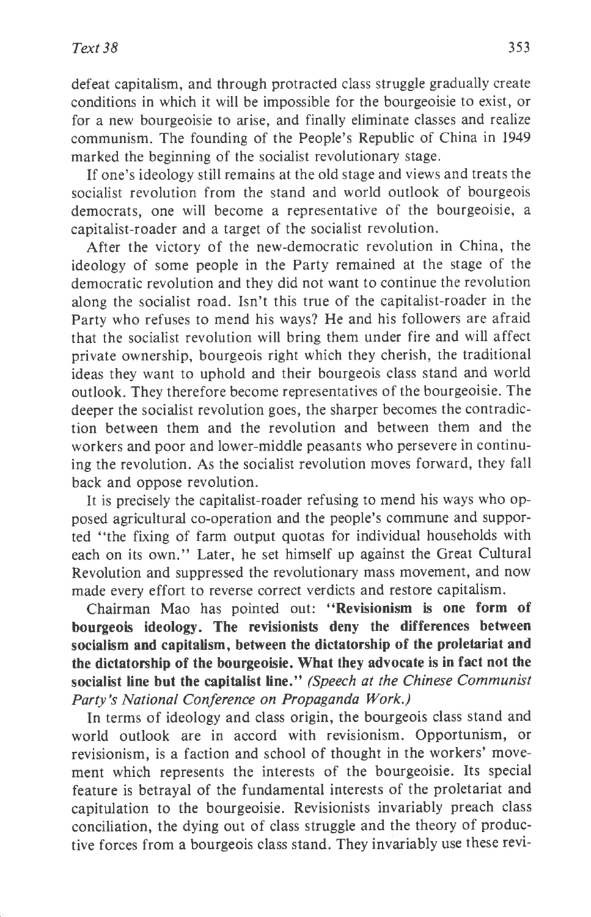defeat capitalism, and through protracted class struggle gradually create conditions in which it will be impossible for the bourgeoisie to exist, or for a new bourgeoisie to arise, and finally eliminate classes and realize communism. The founding of the People's Republic of China in 1949 marked the beginning of the socialist revolutionary stage.

If one's ideology still remains at the old stage and views and treats the socialist revolution from the stand and world outlook of bourgeois democrats, one will become a representative of the bourgeoisie, a capitalist-roader and a target of the socialist revolution.

After the victory of the new-democratic revolution in China, the ideology of some people in the Party remained at the stage of the democratic revolution and they did not want to continue the revolution along the socialist road. Isn't this true of the capitalist-roader in the Party who refuses to mend his ways? He and his followers are afraid that the socialist revolution will bring them under fire and will affect private ownership, bourgeois right which they cherish, the traditional ideas they want to uphold and their bourgeois class stand and world outlook. They therefore become representatives of the bourgeoisie. The deeper the socialist revolution goes, the sharper becomes the contradiction between them and the revolution and between them and the workers and poor and lower-middle peasants who persevere in continuing the revolution. As the socialist revolution moves forward, they fall back and oppose revolution.

It is precisely the capitalist-roader refusing to mend his ways who opposed agricultural co-operation and the people's commune and supported "the fixing of farm output quotas for individual households with each on its own." Later, he set himself up against the Great Cultural Revolution and suppressed the revolutionary mass movement, and now made every effort to reverse correct verdicts and restore capitalism.

Chairman Mao has pointed out: **"Revisionism is one form of bourgeois ideology. The revisionists deny the differences between socialism and capitalism, between the dictatorship of the proletariat and the dictatorship of the bourgeoisie. What they advocate is in fact not the socialist line but the capitalist line."** *(Speech at the Chinese Communist Party's National Conference on Propaganda Work.)*

In terms of ideology and class origin, the bourgeois class stand and world outlook are in accord with revisionism. Opportunism, or revisionism, is a faction and school of thought in the workers' movement which represents the interests of the bourgeoisie. Its special feature is betrayal of the fundamental interests of the proletariat and capitulation to the bourgeoisie. Revisionists invariably preach class conciliation, the dying out of class struggle and the theory of productive forces from a bourgeois class stand. They invariably use these revi-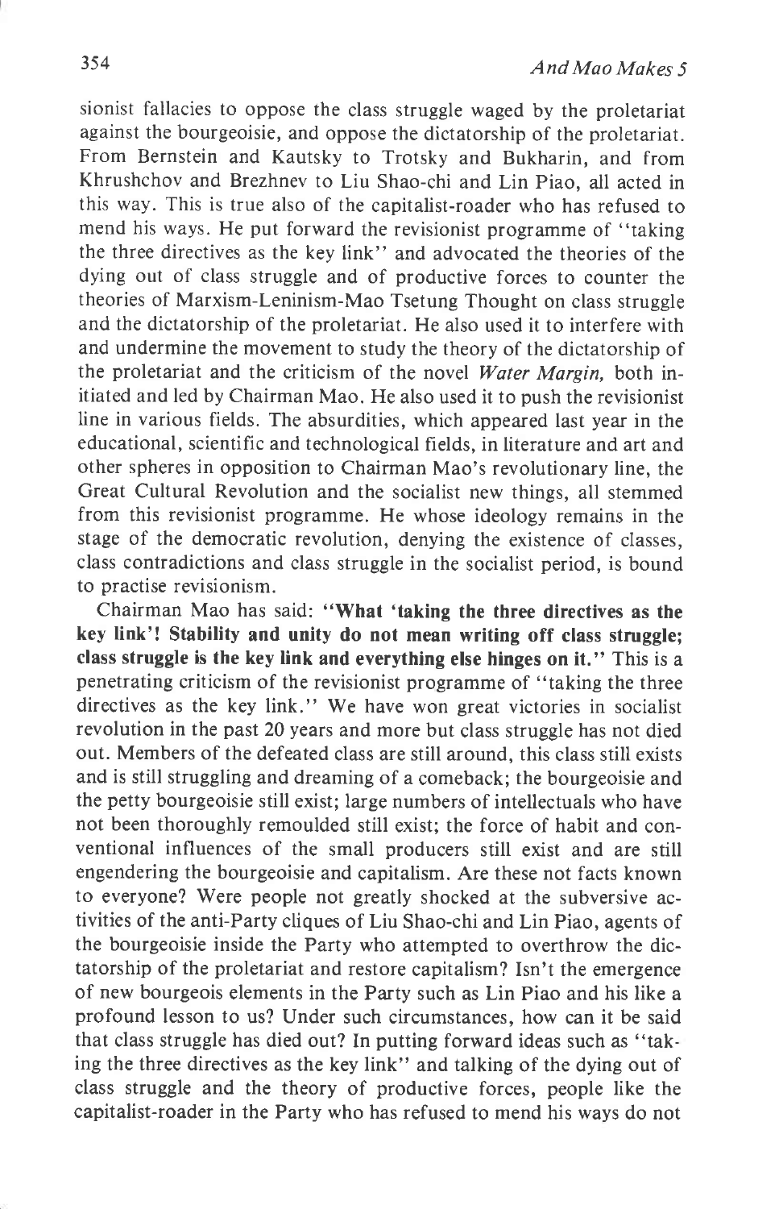sionist fallacies to oppose the class struggle waged by the proletariat against the bourgeoisie, and oppose the dictatorship of the proletariat. From Bernstein and Kautsky to Trotsky and Bukharin, and from Khrushchov and Brezhnev to Liu Shao-chi and Lin Piao, all acted in this way. This is true also of the capitalist-roader who has refused to mend his ways. He put forward the revisionist programme of "taking the three directives as the key link" and advocated the theories of the dying out of class struggle and of productive forces to counter the theories of Marxism-Leninism-Mao Tsetung Thought on class struggle and the dictatorship of the proletariat. He also used it to interfere with and undermine the movement to study the theory of the dictatorship of the proletariat and the criticism of the novel *Water Margin*, both initiated and led by Chairman Mao. He also used it to push the revisionist line in various fields. The absurdities, which appeared last year in the educational, scientific and technological fields, in literature and art and other spheres in opposition to Chairman Mao's revolutionary line, the Great Cultural Revolution and the socialist new things, all stemmed from this revisionist programme. He whose ideology remains in the stage of the democratic revolution, denying the existence of classes, class contradictions and class struggle in the socialist period, is bound to practise revisionism.

Chairman Mao has said: **"What 'taking the three directives as the key link'! Stability and unity do not mean writing off class struggle; class struggle is the key link and everything else hinges on it."** This is a penetrating criticism of the revisionist programme of "taking the three directives as the key link." We have won great victories in socialist revolution in the past 20 years and more but class struggle has not died out. Members of the defeated class are still around, this class still exists and is still struggling and dreaming of a comeback; the bourgeoisie and the petty bourgeoisie still exist; large numbers of intellectuals who have not been thoroughly remoulded still exist; the force of habit and conventional influences of the small producers still exist and are still engendering the bourgeoisie and capitalism. Are these not facts known to everyone? Were people not greatly shocked at the subversive activities of the anti-Party cliques of Liu Shao-chi and Lin Piao, agents of the bourgeoisie inside the Party who attempted to overthrow the dictatorship of the proletariat and restore capitalism? Isn't the emergence of new bourgeois elements in the Party such as Lin Piao and his like a profound lesson to us? Under such circumstances, how can it be said that class struggle has died out? In putting forward ideas such as "taking the three directives as the key link" and talking of the dying out of class struggle and the theory of productive forces, people like the capitalist-roader in the Party who has refused to mend his ways do not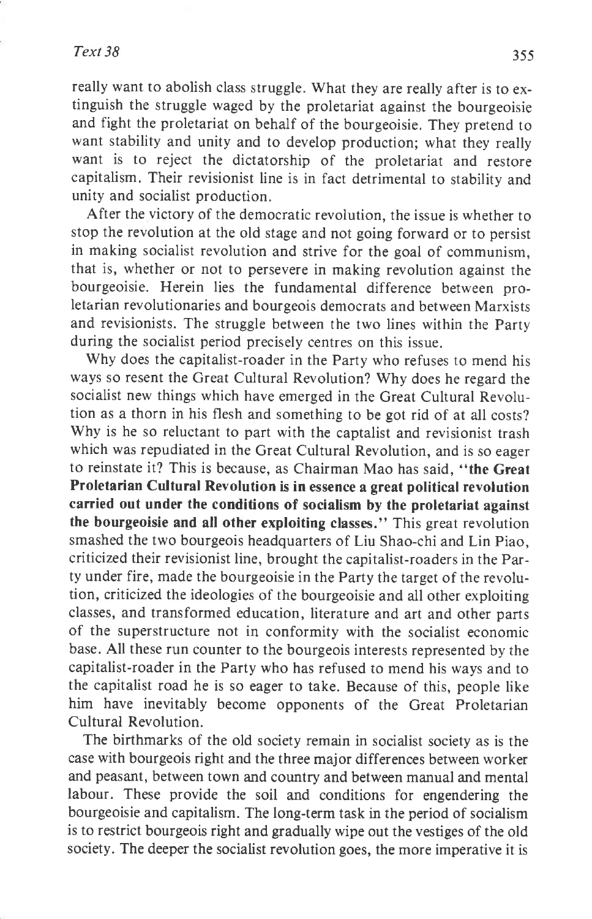really want to abolish class struggle. What they are really after is to extinguish the struggle waged by the proletariat against the bourgeoisie and fight the proletariat on behalf of the bourgeoisie. They pretend to want stability and unity and to develop production; what they really want is to reject the dictatorship of the proletariat and restore capitalism. Their revisionist line is in fact detrimental to stability and unity and socialist production.

After the victory of the democratic revolution, the issue is whether to stop the revolution at the old stage and not going forward or to persist in making socialist revolution and strive for the goal of communism, that is, whether or not to persevere in making revolution against the bourgeoisie. Herein lies the fundamental difference between proletarian revolutionaries and bourgeois democrats and between Marxists and revisionists. The struggle between the two lines within the Party during the socialist period precisely centres on this issue.

Why does the capitalist-roader in the Party who refuses to mend his ways so resent the Great Cultural Revolution? Why does he regard the socialist new things which have emerged in the Great Cultural Revolution as a thorn in his flesh and something to be got rid of at all costs? Why is he so reluctant to part with the captalist and revisionist trash which was repudiated in the Great Cultural Revolution, and is so eager to reinstate it? This is because, as Chairman Mao has said, "**the Great Proletarian Cultural Revolution is in essence a great political revolution carried out under the conditions of socialism by the proletariat against the bourgeoisie and all other exploiting classes.**" This great revolution smashed the two bourgeois headquarters of Liu Shao-chi and Lin Piao, criticized their revisionist line, brought the capitalist-roaders in the Party under fire, made the bourgeoisie in the Party the target of the revolution, criticized the ideologies of the bourgeoisie and all other exploiting classes, and transformed education, literature and art and other parts of the superstructure not in conformity with the socialist economic base. All these run counter to the bourgeois interests represented by the capitalist-roader in the Party who has refused to mend his ways and to the capitalist road he is so eager to take. Because of this, people like him have inevitably become opponents of the Great Proletarian Cultural Revolution.

The birthmarks of the old society remain in socialist society as is the case with bourgeois right and the three major differences between worker and peasant, between town and country and between manual and mental labour. These provide the soil and conditions for engendering the bourgeoisie and capitalism. The long-term task in the period of socialism is to restrict bourgeois right and gradually wipe out the vestiges of the old society. The deeper the socialist revolution goes, the more imperative it is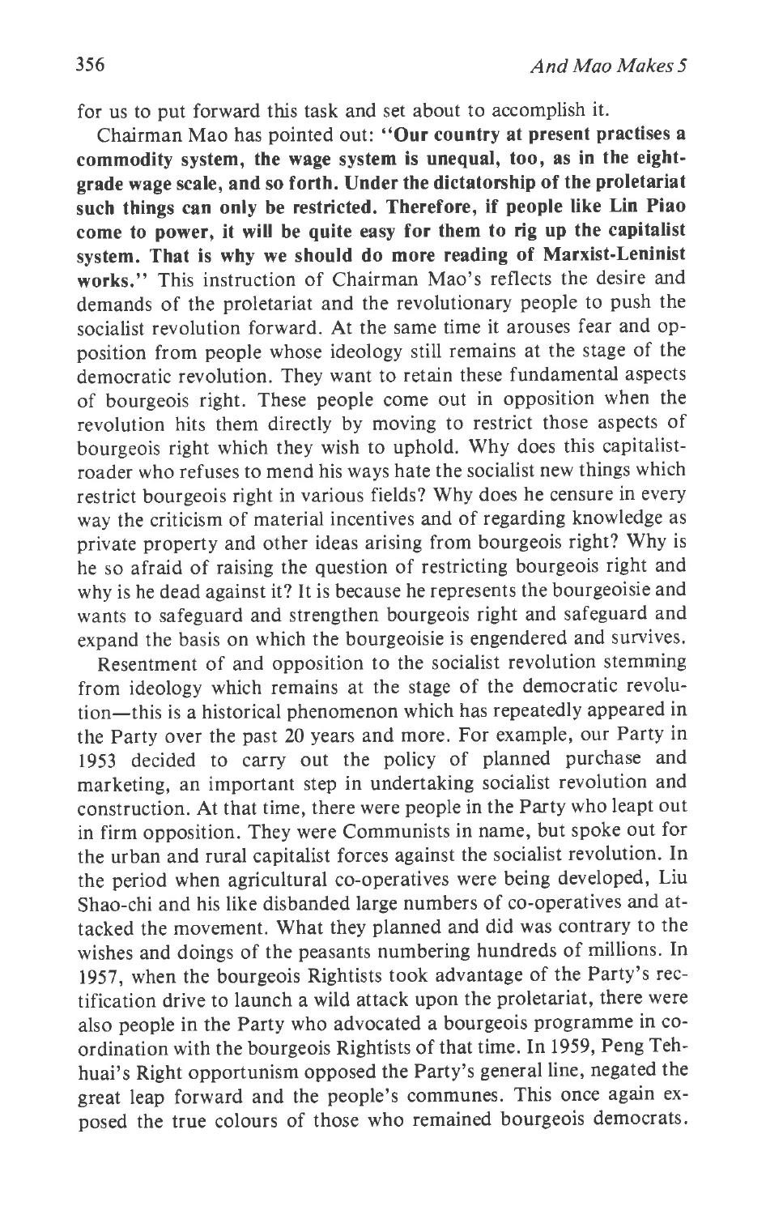for us to put forward this task and set about to accomplish it.

Chairman Mao has pointed out: **"Our country at present practises a commodity system, the wage system is unequal, too, as in the eight-grade wage scale, and so forth. Under the dictatorship of the proletariat such things can only be restricted. Therefore, if people like Lin Piao come to power, it will be quite easy for them to rig up the capitalist system. That is why we should do more reading of Marxist-Leninist works."** This instruction of Chairman Mao's reflects the desire and demands of the proletariat and the revolutionary people to push the socialist revolution forward. At the same time it arouses fear and opposition from people whose ideology still remains at the stage of the democratic revolution. They want to retain these fundamental aspects of bourgeois right. These people come out in opposition when the revolution hits them directly by moving to restrict those aspects of bourgeois right which they wish to uphold. Why does this capitalist-roader who refuses to mend his ways hate the socialist new things which restrict bourgeois right in various fields? Why does he censure in every way the criticism of material incentives and of regarding knowledge as private property and other ideas arising from bourgeois right? Why is he so afraid of raising the question of restricting bourgeois right and why is he dead against it? It is because he represents the bourgeoisie and wants to safeguard and strengthen bourgeois right and safeguard and expand the basis on which the bourgeoisie is engendered and survives.

Resentment of and opposition to the socialist revolution stemming from ideology which remains at the stage of the democratic revolution—this is a historical phenomenon which has repeatedly appeared in the Party over the past 20 years and more. For example, our Party in 1953 decided to carry out the policy of planned purchase and marketing, an important step in undertaking socialist revolution and construction. At that time, there were people in the Party who leapt out in firm opposition. They were Communists in name, but spoke out for the urban and rural capitalist forces against the socialist revolution. In the period when agricultural co-operatives were being developed, Liu Shao-chi and his like disbanded large numbers of co-operatives and attacked the movement. What they planned and did was contrary to the wishes and doings of the peasants numbering hundreds of millions. In 1957, when the bourgeois Rightists took advantage of the Party's rectification drive to launch a wild attack upon the proletariat, there were also people in the Party who advocated a bourgeois programme in co-ordination with the bourgeois Rightists of that time. In 1959, Peng Teh-huai's Right opportunism opposed the Party's general line, negated the great leap forward and the people's communes. This once again exposed the true colours of those who remained bourgeois democrats.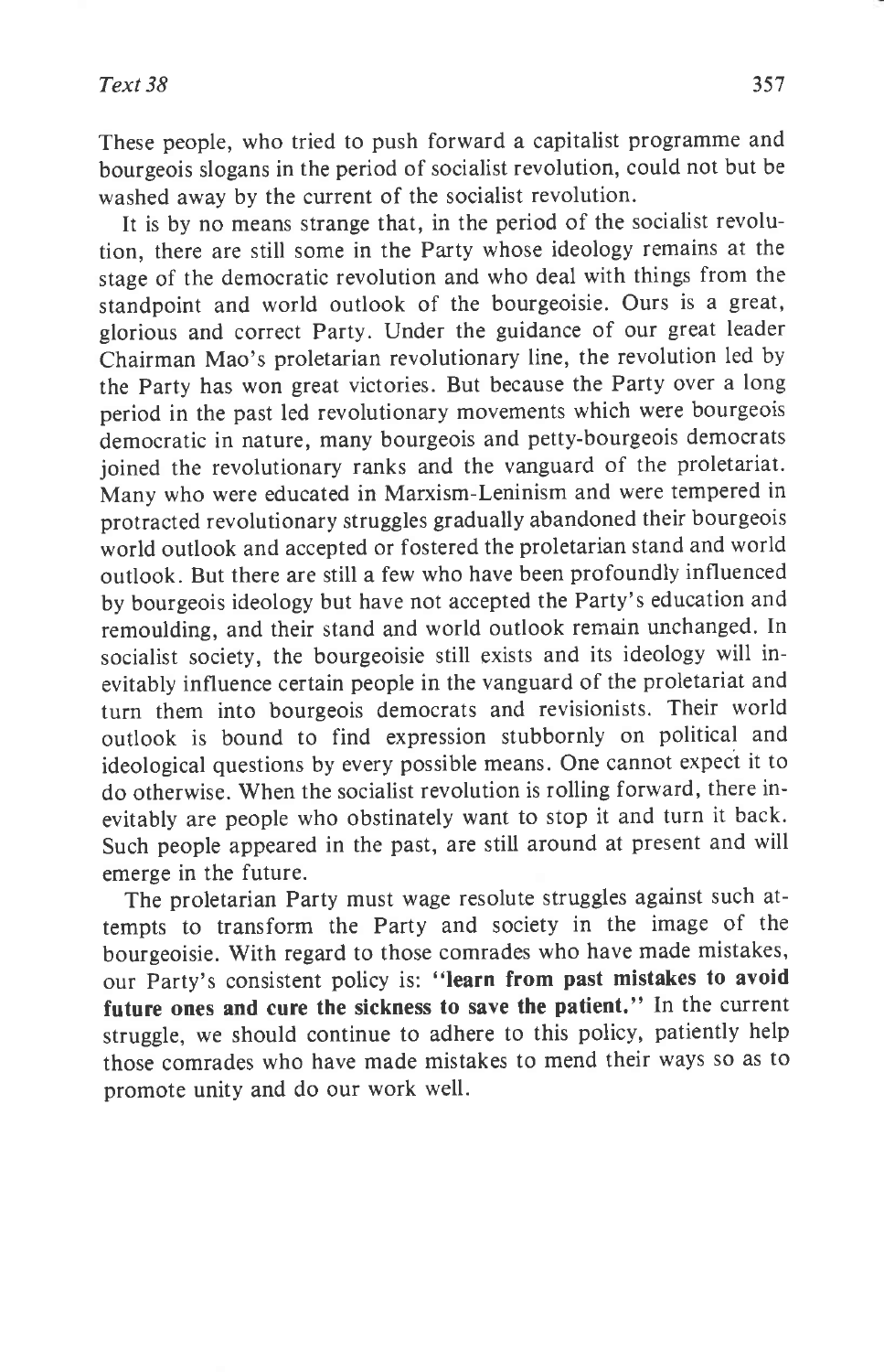These people, who tried to push forward a capitalist programme and bourgeois slogans in the period of socialist revolution, could not but be washed away by the current of the socialist revolution.

It is by no means strange that, in the period of the socialist revolution, there are still some in the Party whose ideology remains at the stage of the democratic revolution and who deal with things from the standpoint and world outlook of the bourgeoisie. Ours is a great, glorious and correct Party. Under the guidance of our great leader Chairman Mao's proletarian revolutionary line, the revolution led by the Party has won great victories. But because the Party over a long period in the past led revolutionary movements which were bourgeois democratic in nature, many bourgeois and petty-bourgeois democrats joined the revolutionary ranks and the vanguard of the proletariat. Many who were educated in Marxism-Leninism and were tempered in protracted revolutionary struggles gradually abandoned their bourgeois world outlook and accepted or fostered the proletarian stand and world outlook. But there are still a few who have been profoundly influenced by bourgeois ideology but have not accepted the Party's education and remoulding, and their stand and world outlook remain unchanged. In socialist society, the bourgeoisie still exists and its ideology will inevitably influence certain people in the vanguard of the proletariat and turn them into bourgeois democrats and revisionists. Their world outlook is bound to find expression stubbornly on political and ideological questions by every possible means. One cannot expect it to do otherwise. When the socialist revolution is rolling forward, there inevitably are people who obstinately want to stop it and turn it back. Such people appeared in the past, are still around at present and will emerge in the future.

The proletarian Party must wage resolute struggles against such attempts to transform the Party and society in the image of the bourgeoisie. With regard to those comrades who have made mistakes, our Party's consistent policy is: **"learn from past mistakes to avoid future ones and cure the sickness to save the patient."** In the current struggle, we should continue to adhere to this policy, patiently help those comrades who have made mistakes to mend their ways so as to promote unity and do our work well.